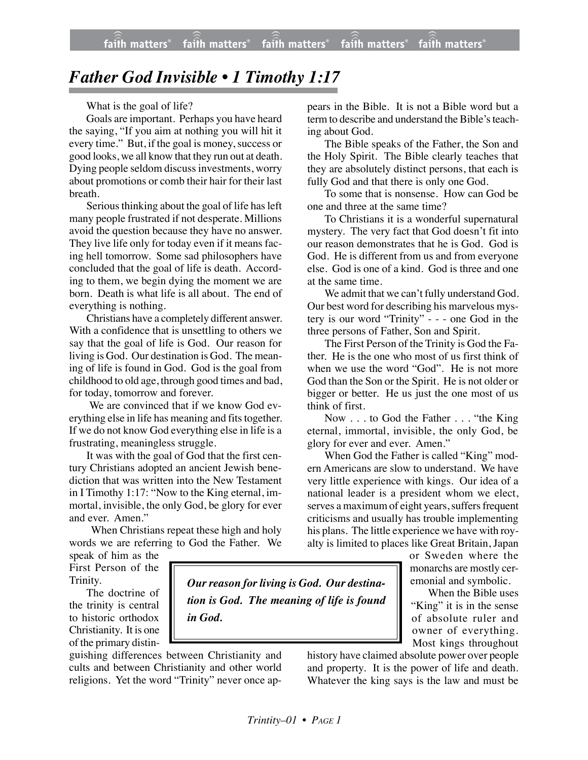# *Father God Invisible • 1 Timothy 1:17*

What is the goal of life?

Goals are important. Perhaps you have heard the saying, "If you aim at nothing you will hit it every time." But, if the goal is money, success or good looks, we all know that they run out at death. Dying people seldom discuss investments, worry about promotions or comb their hair for their last breath.

Serious thinking about the goal of life has left many people frustrated if not desperate. Millions avoid the question because they have no answer. They live life only for today even if it means facing hell tomorrow. Some sad philosophers have concluded that the goal of life is death. According to them, we begin dying the moment we are born. Death is what life is all about. The end of everything is nothing.

Christians have a completely different answer. With a confidence that is unsettling to others we say that the goal of life is God. Our reason for living is God. Our destination is God. The meaning of life is found in God. God is the goal from childhood to old age, through good times and bad, for today, tomorrow and forever.

We are convinced that if we know God everything else in life has meaning and fits together. If we do not know God everything else in life is a frustrating, meaningless struggle.

It was with the goal of God that the first century Christians adopted an ancient Jewish benediction that was written into the New Testament in I Timothy 1:17: "Now to the King eternal, immortal, invisible, the only God, be glory for ever and ever. Amen."

When Christians repeat these high and holy words we are referring to God the Father. We speak of him as the First Person of the Trinity.

> ***Our reason for living is God. Our destination is God. The meaning of life is found in God.***

The doctrine of the trinity is central to historic orthodox Christianity. It is one of the primary distinguishing differences between Christianity and cults and between Christianity and other world religions. Yet the word "Trinity" never once appears in the Bible. It is not a Bible word but a term to describe and understand the Bible's teaching about God.

The Bible speaks of the Father, the Son and the Holy Spirit. The Bible clearly teaches that they are absolutely distinct persons, that each is fully God and that there is only one God.

To some that is nonsense. How can God be one and three at the same time?

To Christians it is a wonderful supernatural mystery. The very fact that God doesn't fit into our reason demonstrates that he is God. God is God. He is different from us and from everyone else. God is one of a kind. God is three and one at the same time.

We admit that we can't fully understand God. Our best word for describing his marvelous mystery is our word "Trinity" - - - one God in the three persons of Father, Son and Spirit.

The First Person of the Trinity is God the Father. He is the one who most of us first think of when we use the word "God". He is not more God than the Son or the Spirit. He is not older or bigger or better. He us just the one most of us think of first.

Now . . . to God the Father . . . "the King eternal, immortal, invisible, the only God, be glory for ever and ever. Amen."

When God the Father is called "King" modern Americans are slow to understand. We have very little experience with kings. Our idea of a national leader is a president whom we elect, serves a maximum of eight years, suffers frequent criticisms and usually has trouble implementing his plans. The little experience we have with royalty is limited to places like Great Britain, Japan or Sweden where the monarchs are mostly ceremonial and symbolic.

When the Bible uses "King" it is in the sense of absolute ruler and owner of everything. Most kings throughout history have claimed absolute power over people and property. It is the power of life and death. Whatever the king says is the law and must be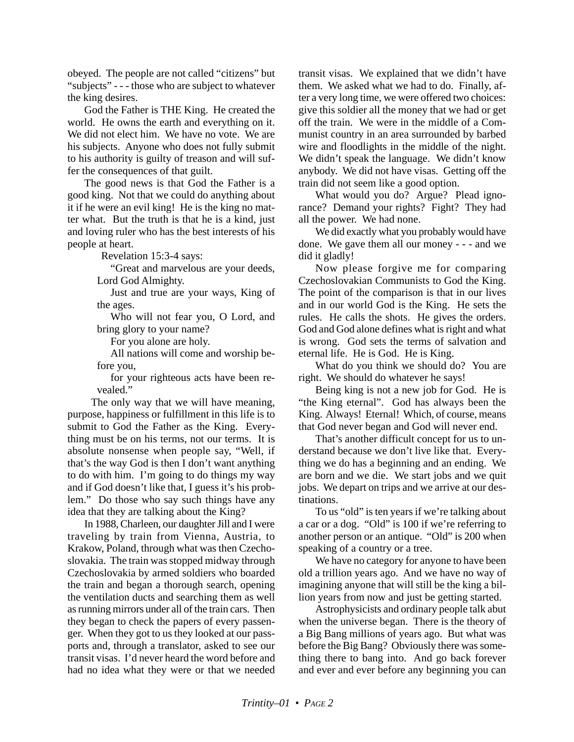obeyed. The people are not called "citizens" but "subjects" - - - those who are subject to whatever the king desires.

God the Father is THE King. He created the world. He owns the earth and everything on it. We did not elect him. We have no vote. We are his subjects. Anyone who does not fully submit to his authority is guilty of treason and will suffer the consequences of that guilt.

The good news is that God the Father is a good king. Not that we could do anything about it if he were an evil king! He is the king no matter what. But the truth is that he is a kind, just and loving ruler who has the best interests of his people at heart.

Revelation 15:3-4 says:

> "Great and marvelous are your deeds, Lord God Almighty.
>
> Just and true are your ways, King of the ages.
>
> Who will not fear you, O Lord, and bring glory to your name?
>
> For you alone are holy.
>
> All nations will come and worship before you,
>
> for your righteous acts have been revealed."

The only way that we will have meaning, purpose, happiness or fulfillment in this life is to submit to God the Father as the King. Everything must be on his terms, not our terms. It is absolute nonsense when people say, "Well, if that's the way God is then I don't want anything to do with him. I'm going to do things my way and if God doesn't like that, I guess it's his problem." Do those who say such things have any idea that they are talking about the King?

In 1988, Charleen, our daughter Jill and I were traveling by train from Vienna, Austria, to Krakow, Poland, through what was then Czechoslovakia. The train was stopped midway through Czechoslovakia by armed soldiers who boarded the train and began a thorough search, opening the ventilation ducts and searching them as well as running mirrors under all of the train cars. Then they began to check the papers of every passenger. When they got to us they looked at our passports and, through a translator, asked to see our transit visas. I'd never heard the word before and had no idea what they were or that we needed transit visas. We explained that we didn't have them. We asked what we had to do. Finally, after a very long time, we were offered two choices: give this soldier all the money that we had or get off the train. We were in the middle of a Communist country in an area surrounded by barbed wire and floodlights in the middle of the night. We didn't speak the language. We didn't know anybody. We did not have visas. Getting off the train did not seem like a good option.

What would you do? Argue? Plead ignorance? Demand your rights? Fight? They had all the power. We had none.

We did exactly what you probably would have done. We gave them all our money - - - and we did it gladly!

Now please forgive me for comparing Czechoslovakian Communists to God the King. The point of the comparison is that in our lives and in our world God is the King. He sets the rules. He calls the shots. He gives the orders. God and God alone defines what is right and what is wrong. God sets the terms of salvation and eternal life. He is God. He is King.

What do you think we should do? You are right. We should do whatever he says!

Being king is not a new job for God. He is "the King eternal". God has always been the King. Always! Eternal! Which, of course, means that God never began and God will never end.

That's another difficult concept for us to understand because we don't live like that. Everything we do has a beginning and an ending. We are born and we die. We start jobs and we quit jobs. We depart on trips and we arrive at our destinations.

To us "old" is ten years if we're talking about a car or a dog. "Old" is 100 if we're referring to another person or an antique. "Old" is 200 when speaking of a country or a tree.

We have no category for anyone to have been old a trillion years ago. And we have no way of imagining anyone that will still be the king a billion years from now and just be getting started.

Astrophysicists and ordinary people talk abut when the universe began. There is the theory of a Big Bang millions of years ago. But what was before the Big Bang? Obviously there was something there to bang into. And go back forever and ever and ever before any beginning you can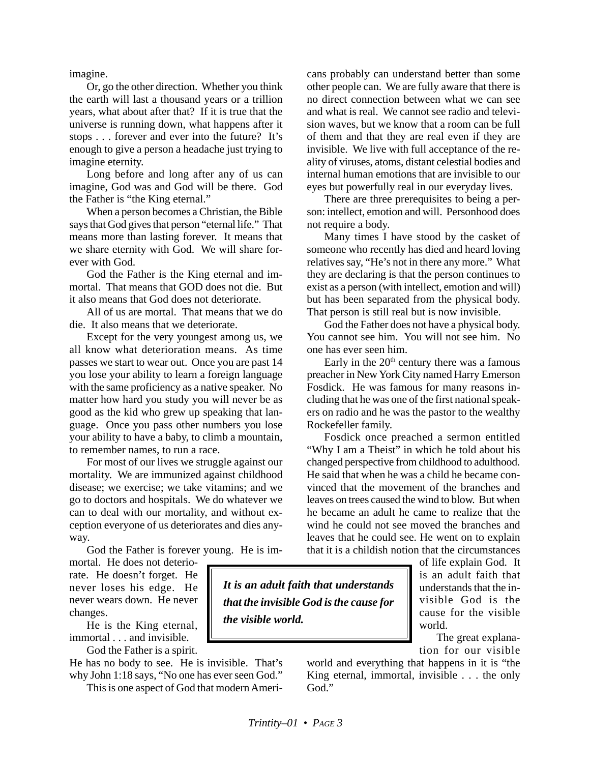imagine.

Or, go the other direction. Whether you think the earth will last a thousand years or a trillion years, what about after that? If it is true that the universe is running down, what happens after it stops . . . forever and ever into the future? It's enough to give a person a headache just trying to imagine eternity.

Long before and long after any of us can imagine, God was and God will be there. God the Father is "the King eternal."

When a person becomes a Christian, the Bible says that God gives that person "eternal life." That means more than lasting forever. It means that we share eternity with God. We will share forever with God.

God the Father is the King eternal and immortal. That means that GOD does not die. But it also means that God does not deteriorate.

All of us are mortal. That means that we do die. It also means that we deteriorate.

Except for the very youngest among us, we all know what deterioration means. As time passes we start to wear out. Once you are past 14 you lose your ability to learn a foreign language with the same proficiency as a native speaker. No matter how hard you study you will never be as good as the kid who grew up speaking that language. Once you pass other numbers you lose your ability to have a baby, to climb a mountain, to remember names, to run a race.

For most of our lives we struggle against our mortality. We are immunized against childhood disease; we exercise; we take vitamins; and we go to doctors and hospitals. We do whatever we can to deal with our mortality, and without exception everyone of us deteriorates and dies anyway.

God the Father is forever young. He is immortal. He does not deteriorate. He doesn't forget. He never loses his edge. He never wears down. He never changes.

He is the King eternal, immortal . . . and invisible.

God the Father is a spirit. He has no body to see. He is invisible. That's why John 1:18 says, "No one has ever seen God."

This is one aspect of God that modern Americans probably can understand better than some other people can. We are fully aware that there is no direct connection between what we can see and what is real. We cannot see radio and television waves, but we know that a room can be full of them and that they are real even if they are invisible. We live with full acceptance of the reality of viruses, atoms, distant celestial bodies and internal human emotions that are invisible to our eyes but powerfully real in our everyday lives.

There are three prerequisites to being a person: intellect, emotion and will. Personhood does not require a body.

Many times I have stood by the casket of someone who recently has died and heard loving relatives say, "He's not in there any more." What they are declaring is that the person continues to exist as a person (with intellect, emotion and will) but has been separated from the physical body. That person is still real but is now invisible.

God the Father does not have a physical body. You cannot see him. You will not see him. No one has ever seen him.

Early in the 20th century there was a famous preacher in New York City named Harry Emerson Fosdick. He was famous for many reasons including that he was one of the first national speakers on radio and he was the pastor to the wealthy Rockefeller family.

Fosdick once preached a sermon entitled "Why I am a Theist" in which he told about his changed perspective from childhood to adulthood. He said that when he was a child he became convinced that the movement of the branches and leaves on trees caused the wind to blow. But when he became an adult he came to realize that the wind he could not see moved the branches and leaves that he could see. He went on to explain that it is a childish notion that the circumstances of life explain God. It is an adult faith that understands that the invisible God is the cause for the visible world.

> ***It is an adult faith that understands that the invisible God is the cause for the visible world.***

The great explanation for our visible world and everything that happens in it is "the King eternal, immortal, invisible . . . the only God."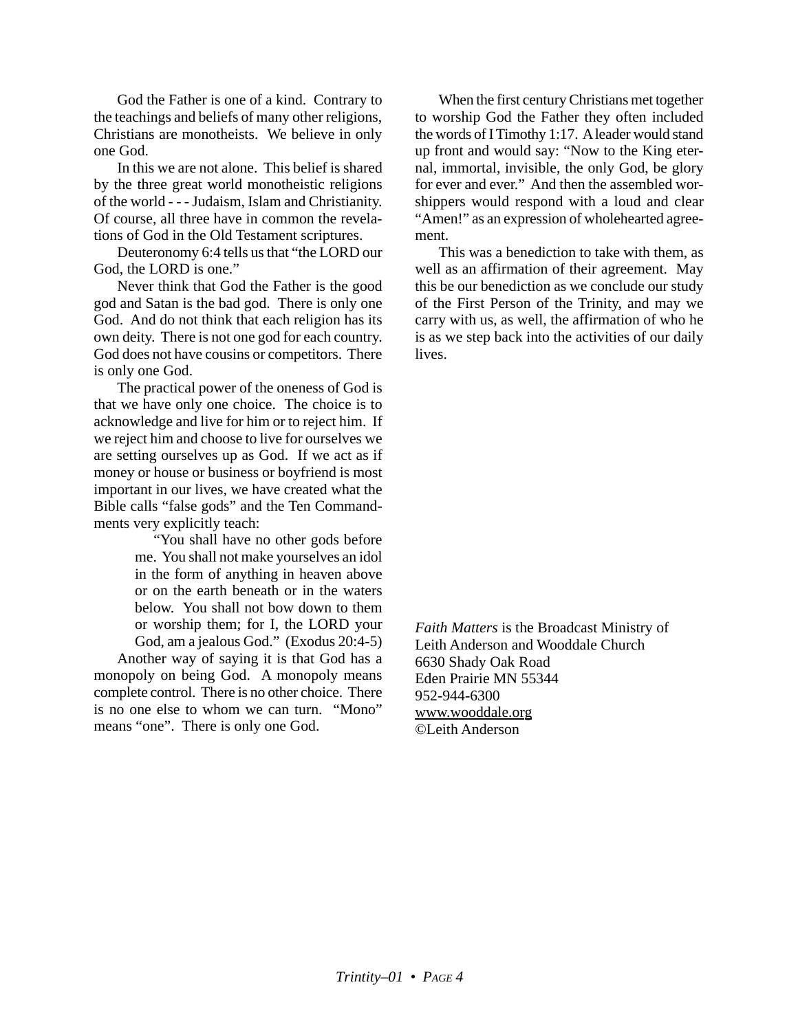God the Father is one of a kind. Contrary to the teachings and beliefs of many other religions, Christians are monotheists. We believe in only one God.

In this we are not alone. This belief is shared by the three great world monotheistic religions of the world - - - Judaism, Islam and Christianity. Of course, all three have in common the revelations of God in the Old Testament scriptures.

Deuteronomy 6:4 tells us that "the LORD our God, the LORD is one."

Never think that God the Father is the good god and Satan is the bad god. There is only one God. And do not think that each religion has its own deity. There is not one god for each country. God does not have cousins or competitors. There is only one God.

The practical power of the oneness of God is that we have only one choice. The choice is to acknowledge and live for him or to reject him. If we reject him and choose to live for ourselves we are setting ourselves up as God. If we act as if money or house or business or boyfriend is most important in our lives, we have created what the Bible calls "false gods" and the Ten Commandments very explicitly teach:

> "You shall have no other gods before me. You shall not make yourselves an idol in the form of anything in heaven above or on the earth beneath or in the waters below. You shall not bow down to them or worship them; for I, the LORD your God, am a jealous God." (Exodus 20:4-5)

Another way of saying it is that God has a monopoly on being God. A monopoly means complete control. There is no other choice. There is no one else to whom we can turn. "Mono" means "one". There is only one God.

When the first century Christians met together to worship God the Father they often included the words of I Timothy 1:17. A leader would stand up front and would say: "Now to the King eternal, immortal, invisible, the only God, be glory for ever and ever." And then the assembled worshippers would respond with a loud and clear "Amen!" as an expression of wholehearted agreement.

This was a benediction to take with them, as well as an affirmation of their agreement. May this be our benediction as we conclude our study of the First Person of the Trinity, and may we carry with us, as well, the affirmation of who he is as we step back into the activities of our daily lives.

*Faith Matters* is the Broadcast Ministry of
Leith Anderson and Wooddale Church
6630 Shady Oak Road
Eden Prairie MN 55344
952-944-6300
www.wooddale.org
©Leith Anderson